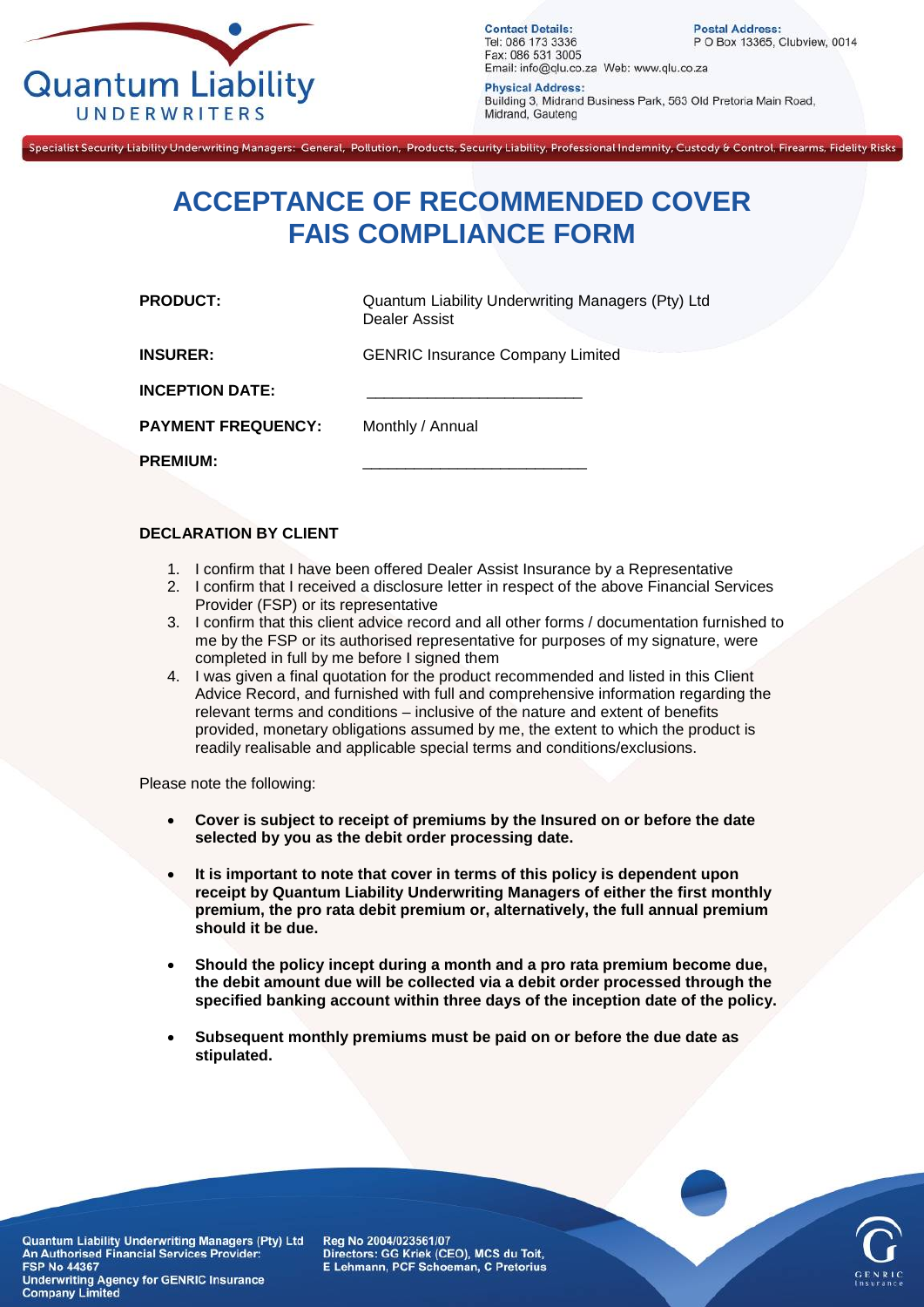# ACCEPTANCE OF RECOMMENDED COVER
# FAIS COMPLIANCE FORM

| | |
|---|---|
| **PRODUCT:** | Quantum Liability Underwriting Managers (Pty) Ltd Dealer Assist |
| **INSURER:** | GENRIC Insurance Company Limited |
| **INCEPTION DATE:** | _________________________ |
| **PAYMENT FREQUENCY:** | Monthly / Annual |
| **PREMIUM:** | __________________________ |

**DECLARATION BY CLIENT**

1. I confirm that I have been offered Dealer Assist Insurance by a Representative
2. I confirm that I received a disclosure letter in respect of the above Financial Services Provider (FSP) or its representative
3. I confirm that this client advice record and all other forms / documentation furnished to me by the FSP or its authorised representative for purposes of my signature, were completed in full by me before I signed them
4. I was given a final quotation for the product recommended and listed in this Client Advice Record, and furnished with full and comprehensive information regarding the relevant terms and conditions – inclusive of the nature and extent of benefits provided, monetary obligations assumed by me, the extent to which the product is readily realisable and applicable special terms and conditions/exclusions.

Please note the following:

- **Cover is subject to receipt of premiums by the Insured on or before the date selected by you as the debit order processing date.**
- **It is important to note that cover in terms of this policy is dependent upon receipt by Quantum Liability Underwriting Managers of either the first monthly premium, the pro rata debit premium or, alternatively, the full annual premium should it be due.**
- **Should the policy incept during a month and a pro rata premium become due, the debit amount due will be collected via a debit order processed through the specified banking account within three days of the inception date of the policy.**
- **Subsequent monthly premiums must be paid on or before the due date as stipulated.**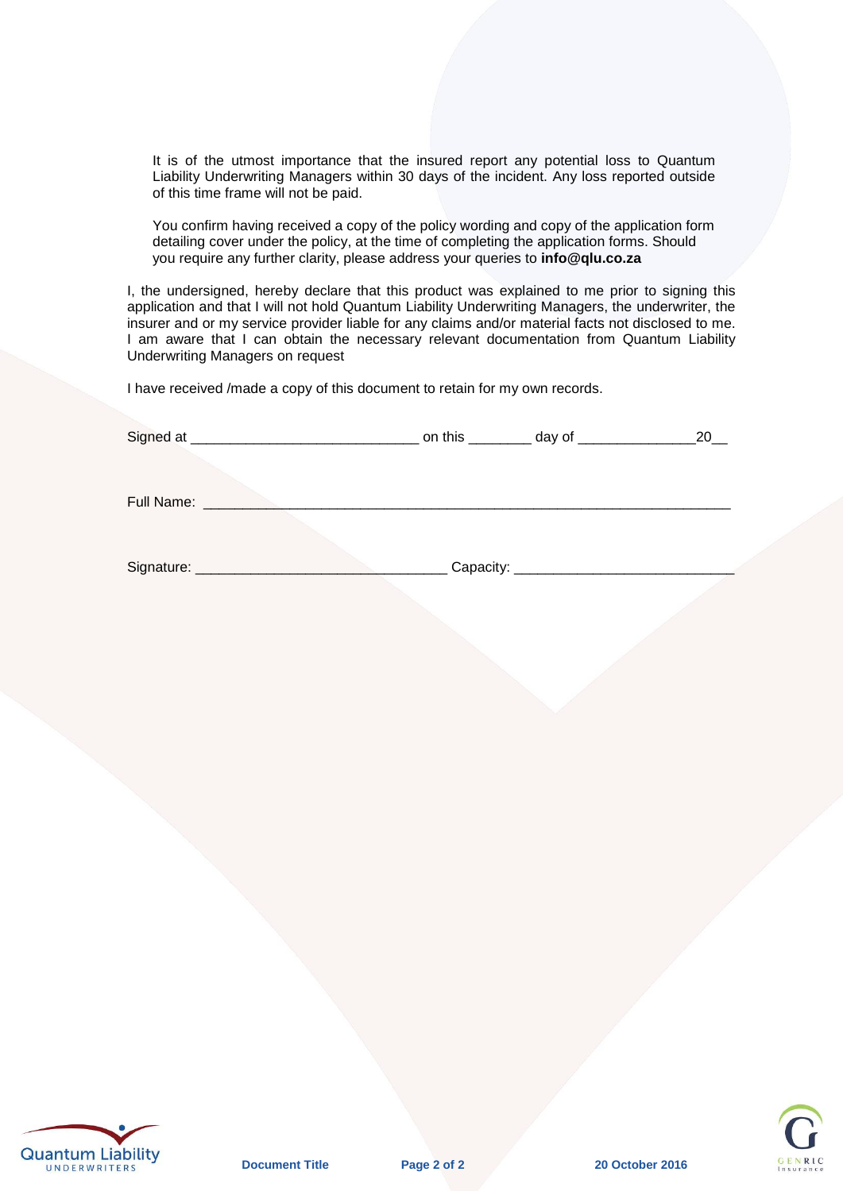It is of the utmost importance that the insured report any potential loss to Quantum Liability Underwriting Managers within 30 days of the incident. Any loss reported outside of this time frame will not be paid.

You confirm having received a copy of the policy wording and copy of the application form detailing cover under the policy, at the time of completing the application forms. Should you require any further clarity, please address your queries to **info@qlu.co.za**

I, the undersigned, hereby declare that this product was explained to me prior to signing this application and that I will not hold Quantum Liability Underwriting Managers, the underwriter, the insurer and or my service provider liable for any claims and/or material facts not disclosed to me. I am aware that I can obtain the necessary relevant documentation from Quantum Liability Underwriting Managers on request

I have received /made a copy of this document to retain for my own records.

Signed at _____________________________ on this ________ day of _______________20__

Full Name: ____________________________________________________________________

Signature: ________________________________ Capacity: ____________________________